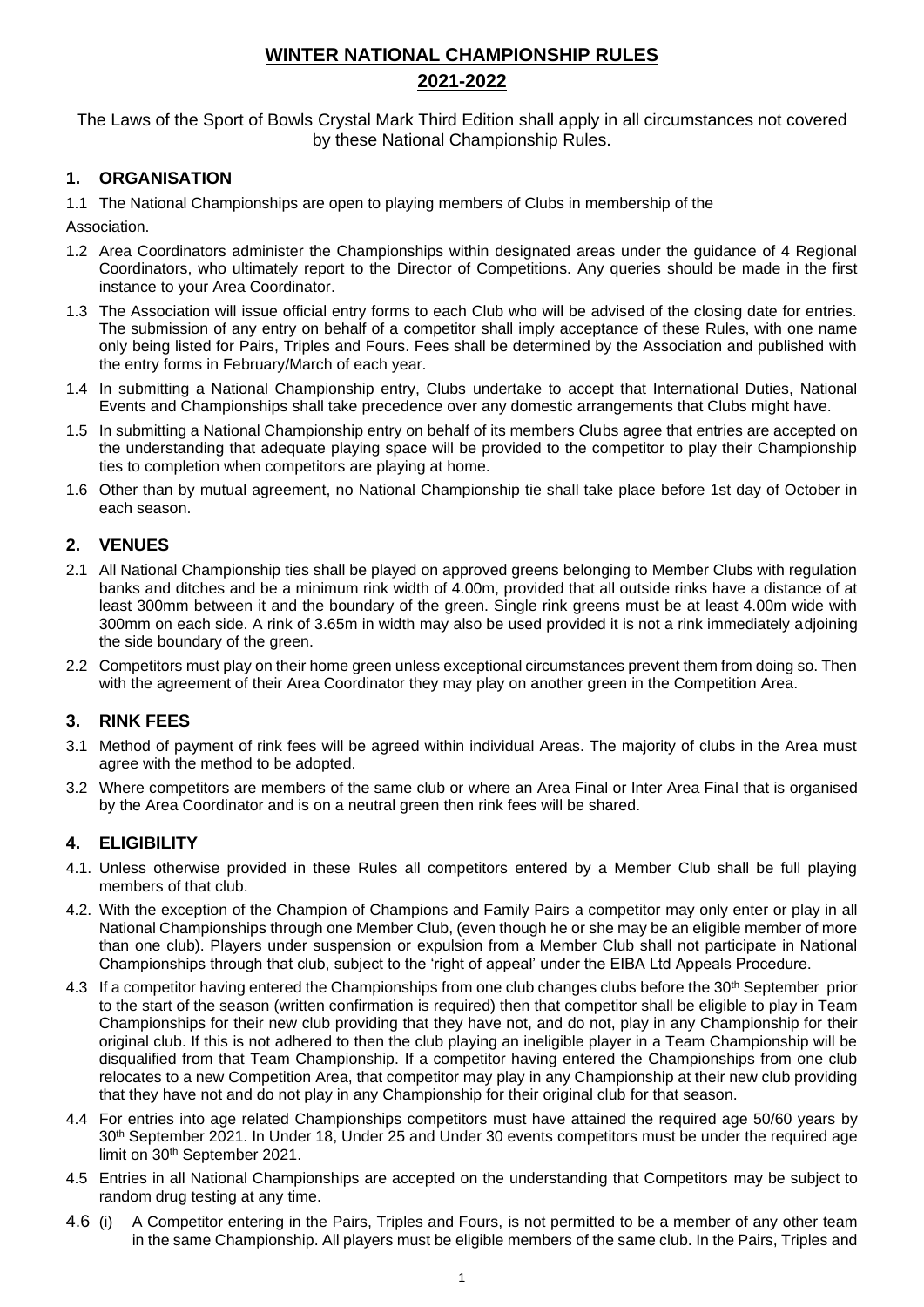# WINTER NATIONAL CHAMPIONSHIP RULES

## 2021-2022

The Laws of the Sport of Bowls Crystal Mark Third Edition shall apply in all circumstances not covered by these National Championship Rules.

## 1. ORGANISATION

1.1 The National Championships are open to playing members of Clubs in membership of the Association.

1.2 Area Coordinators administer the Championships within designated areas under the guidance of 4 Regional Coordinators, who ultimately report to the Director of Competitions. Any queries should be made in the first instance to your Area Coordinator.

1.3 The Association will issue official entry forms to each Club who will be advised of the closing date for entries. The submission of any entry on behalf of a competitor shall imply acceptance of these Rules, with one name only being listed for Pairs, Triples and Fours. Fees shall be determined by the Association and published with the entry forms in February/March of each year.

1.4 In submitting a National Championship entry, Clubs undertake to accept that International Duties, National Events and Championships shall take precedence over any domestic arrangements that Clubs might have.

1.5 In submitting a National Championship entry on behalf of its members Clubs agree that entries are accepted on the understanding that adequate playing space will be provided to the competitor to play their Championship ties to completion when competitors are playing at home.

1.6 Other than by mutual agreement, no National Championship tie shall take place before 1st day of October in each season.

## 2. VENUES

2.1 All National Championship ties shall be played on approved greens belonging to Member Clubs with regulation banks and ditches and be a minimum rink width of 4.00m, provided that all outside rinks have a distance of at least 300mm between it and the boundary of the green. Single rink greens must be at least 4.00m wide with 300mm on each side. A rink of 3.65m in width may also be used provided it is not a rink immediately adjoining the side boundary of the green.

2.2 Competitors must play on their home green unless exceptional circumstances prevent them from doing so. Then with the agreement of their Area Coordinator they may play on another green in the Competition Area.

## 3. RINK FEES

3.1 Method of payment of rink fees will be agreed within individual Areas. The majority of clubs in the Area must agree with the method to be adopted.

3.2 Where competitors are members of the same club or where an Area Final or Inter Area Final that is organised by the Area Coordinator and is on a neutral green then rink fees will be shared.

## 4. ELIGIBILITY

4.1. Unless otherwise provided in these Rules all competitors entered by a Member Club shall be full playing members of that club.

4.2. With the exception of the Champion of Champions and Family Pairs a competitor may only enter or play in all National Championships through one Member Club, (even though he or she may be an eligible member of more than one club). Players under suspension or expulsion from a Member Club shall not participate in National Championships through that club, subject to the 'right of appeal' under the EIBA Ltd Appeals Procedure.

4.3 If a competitor having entered the Championships from one club changes clubs before the 30th September prior to the start of the season (written confirmation is required) then that competitor shall be eligible to play in Team Championships for their new club providing that they have not, and do not, play in any Championship for their original club. If this is not adhered to then the club playing an ineligible player in a Team Championship will be disqualified from that Team Championship. If a competitor having entered the Championships from one club relocates to a new Competition Area, that competitor may play in any Championship at their new club providing that they have not and do not play in any Championship for their original club for that season.

4.4 For entries into age related Championships competitors must have attained the required age 50/60 years by 30th September 2021. In Under 18, Under 25 and Under 30 events competitors must be under the required age limit on 30th September 2021.

4.5 Entries in all National Championships are accepted on the understanding that Competitors may be subject to random drug testing at any time.

4.6 (i) A Competitor entering in the Pairs, Triples and Fours, is not permitted to be a member of any other team in the same Championship. All players must be eligible members of the same club. In the Pairs, Triples and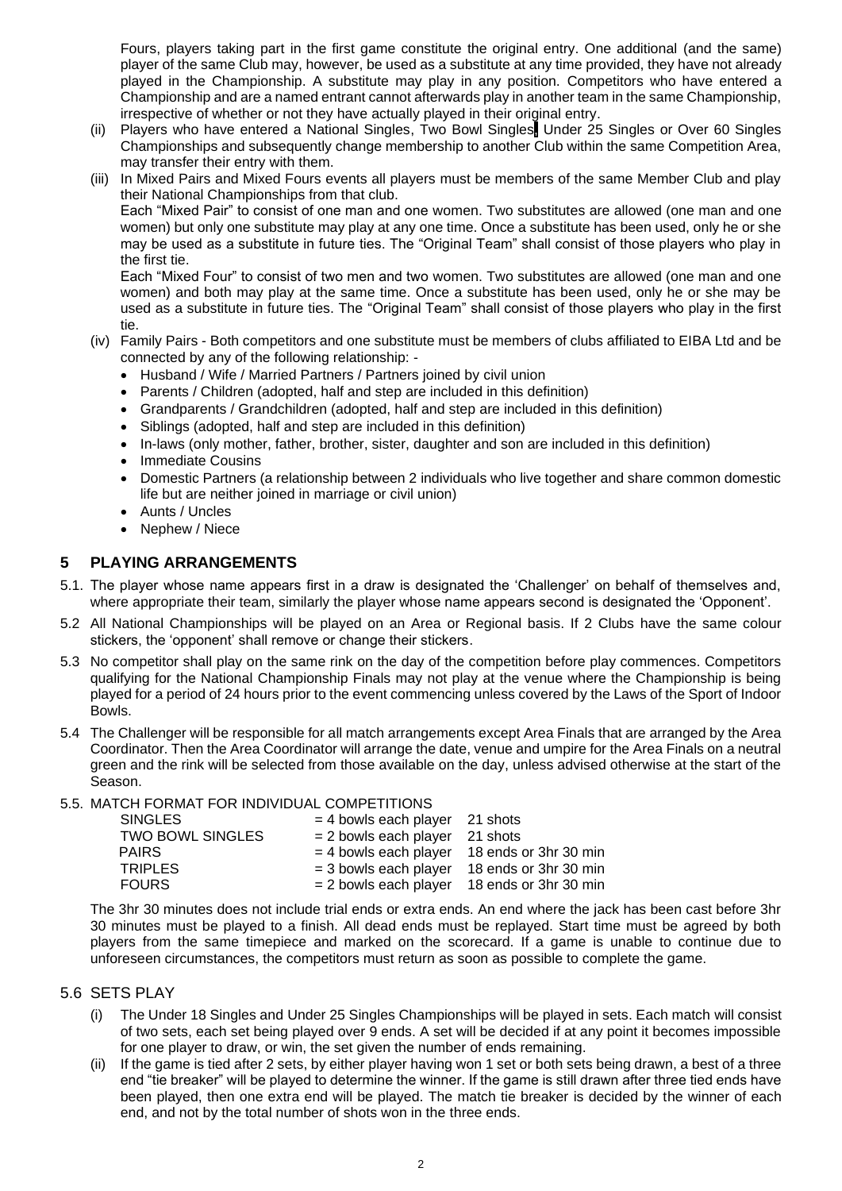Fours, players taking part in the first game constitute the original entry. One additional (and the same) player of the same Club may, however, be used as a substitute at any time provided, they have not already played in the Championship. A substitute may play in any position. Competitors who have entered a Championship and are a named entrant cannot afterwards play in another team in the same Championship, irrespective of whether or not they have actually played in their original entry.

(ii) Players who have entered a National Singles, Two Bowl Singles, Under 25 Singles or Over 60 Singles Championships and subsequently change membership to another Club within the same Competition Area, may transfer their entry with them.

(iii) In Mixed Pairs and Mixed Fours events all players must be members of the same Member Club and play their National Championships from that club.
Each "Mixed Pair" to consist of one man and one women. Two substitutes are allowed (one man and one women) but only one substitute may play at any one time. Once a substitute has been used, only he or she may be used as a substitute in future ties. The "Original Team" shall consist of those players who play in the first tie.
Each "Mixed Four" to consist of two men and two women. Two substitutes are allowed (one man and one women) and both may play at the same time. Once a substitute has been used, only he or she may be used as a substitute in future ties. The "Original Team" shall consist of those players who play in the first tie.

(iv) Family Pairs - Both competitors and one substitute must be members of clubs affiliated to EIBA Ltd and be connected by any of the following relationship: -
- Husband / Wife / Married Partners / Partners joined by civil union
- Parents / Children (adopted, half and step are included in this definition)
- Grandparents / Grandchildren (adopted, half and step are included in this definition)
- Siblings (adopted, half and step are included in this definition)
- In-laws (only mother, father, brother, sister, daughter and son are included in this definition)
- Immediate Cousins
- Domestic Partners (a relationship between 2 individuals who live together and share common domestic life but are neither joined in marriage or civil union)
- Aunts / Uncles
- Nephew / Niece

## 5 PLAYING ARRANGEMENTS

5.1. The player whose name appears first in a draw is designated the 'Challenger' on behalf of themselves and, where appropriate their team, similarly the player whose name appears second is designated the 'Opponent'.

5.2 All National Championships will be played on an Area or Regional basis. If 2 Clubs have the same colour stickers, the 'opponent' shall remove or change their stickers.

5.3 No competitor shall play on the same rink on the day of the competition before play commences. Competitors qualifying for the National Championship Finals may not play at the venue where the Championship is being played for a period of 24 hours prior to the event commencing unless covered by the Laws of the Sport of Indoor Bowls.

5.4 The Challenger will be responsible for all match arrangements except Area Finals that are arranged by the Area Coordinator. Then the Area Coordinator will arrange the date, venue and umpire for the Area Finals on a neutral green and the rink will be selected from those available on the day, unless advised otherwise at the start of the Season.

5.5. MATCH FORMAT FOR INDIVIDUAL COMPETITIONS

| | | |
|---|---|---|
| SINGLES | = 4 bowls each player | 21 shots |
| TWO BOWL SINGLES | = 2 bowls each player | 21 shots |
| PAIRS | = 4 bowls each player | 18 ends or 3hr 30 min |
| TRIPLES | = 3 bowls each player | 18 ends or 3hr 30 min |
| FOURS | = 2 bowls each player | 18 ends or 3hr 30 min |

The 3hr 30 minutes does not include trial ends or extra ends. An end where the jack has been cast before 3hr 30 minutes must be played to a finish. All dead ends must be replayed. Start time must be agreed by both players from the same timepiece and marked on the scorecard. If a game is unable to continue due to unforeseen circumstances, the competitors must return as soon as possible to complete the game.

5.6 SETS PLAY

(i) The Under 18 Singles and Under 25 Singles Championships will be played in sets. Each match will consist of two sets, each set being played over 9 ends. A set will be decided if at any point it becomes impossible for one player to draw, or win, the set given the number of ends remaining.

(ii) If the game is tied after 2 sets, by either player having won 1 set or both sets being drawn, a best of a three end "tie breaker" will be played to determine the winner. If the game is still drawn after three tied ends have been played, then one extra end will be played. The match tie breaker is decided by the winner of each end, and not by the total number of shots won in the three ends.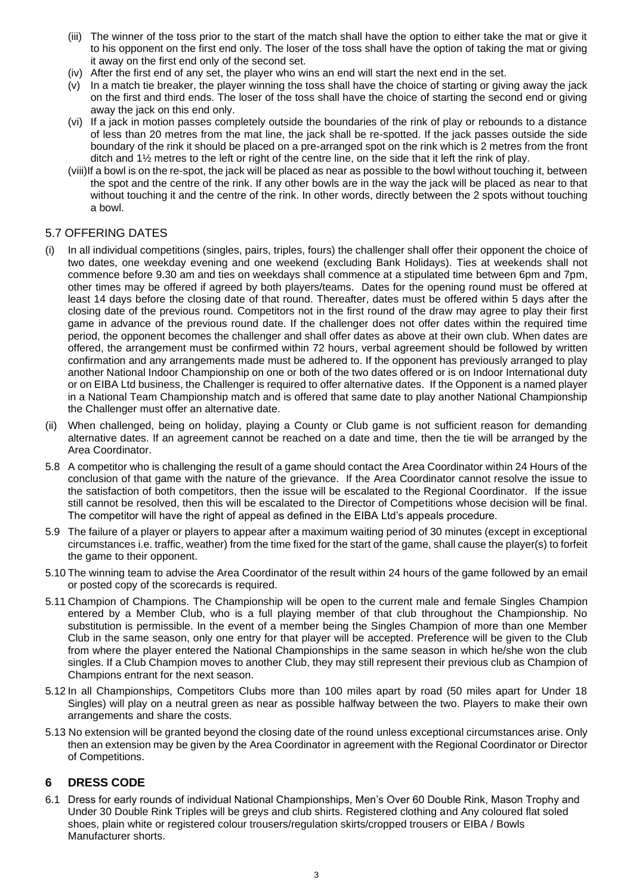(iii) The winner of the toss prior to the start of the match shall have the option to either take the mat or give it to his opponent on the first end only. The loser of the toss shall have the option of taking the mat or giving it away on the first end only of the second set.

(iv) After the first end of any set, the player who wins an end will start the next end in the set.

(v) In a match tie breaker, the player winning the toss shall have the choice of starting or giving away the jack on the first and third ends. The loser of the toss shall have the choice of starting the second end or giving away the jack on this end only.

(vi) If a jack in motion passes completely outside the boundaries of the rink of play or rebounds to a distance of less than 20 metres from the mat line, the jack shall be re-spotted. If the jack passes outside the side boundary of the rink it should be placed on a pre-arranged spot on the rink which is 2 metres from the front ditch and 1½ metres to the left or right of the centre line, on the side that it left the rink of play.

(viii)If a bowl is on the re-spot, the jack will be placed as near as possible to the bowl without touching it, between the spot and the centre of the rink. If any other bowls are in the way the jack will be placed as near to that without touching it and the centre of the rink. In other words, directly between the 2 spots without touching a bowl.

## 5.7 OFFERING DATES

(i) In all individual competitions (singles, pairs, triples, fours) the challenger shall offer their opponent the choice of two dates, one weekday evening and one weekend (excluding Bank Holidays). Ties at weekends shall not commence before 9.30 am and ties on weekdays shall commence at a stipulated time between 6pm and 7pm, other times may be offered if agreed by both players/teams. Dates for the opening round must be offered at least 14 days before the closing date of that round. Thereafter, dates must be offered within 5 days after the closing date of the previous round. Competitors not in the first round of the draw may agree to play their first game in advance of the previous round date. If the challenger does not offer dates within the required time period, the opponent becomes the challenger and shall offer dates as above at their own club. When dates are offered, the arrangement must be confirmed within 72 hours, verbal agreement should be followed by written confirmation and any arrangements made must be adhered to. If the opponent has previously arranged to play another National Indoor Championship on one or both of the two dates offered or is on Indoor International duty or on EIBA Ltd business, the Challenger is required to offer alternative dates. If the Opponent is a named player in a National Team Championship match and is offered that same date to play another National Championship the Challenger must offer an alternative date.

(ii) When challenged, being on holiday, playing a County or Club game is not sufficient reason for demanding alternative dates. If an agreement cannot be reached on a date and time, then the tie will be arranged by the Area Coordinator.

5.8 A competitor who is challenging the result of a game should contact the Area Coordinator within 24 Hours of the conclusion of that game with the nature of the grievance. If the Area Coordinator cannot resolve the issue to the satisfaction of both competitors, then the issue will be escalated to the Regional Coordinator. If the issue still cannot be resolved, then this will be escalated to the Director of Competitions whose decision will be final. The competitor will have the right of appeal as defined in the EIBA Ltd's appeals procedure.

5.9 The failure of a player or players to appear after a maximum waiting period of 30 minutes (except in exceptional circumstances i.e. traffic, weather) from the time fixed for the start of the game, shall cause the player(s) to forfeit the game to their opponent.

5.10 The winning team to advise the Area Coordinator of the result within 24 hours of the game followed by an email or posted copy of the scorecards is required.

5.11 Champion of Champions. The Championship will be open to the current male and female Singles Champion entered by a Member Club, who is a full playing member of that club throughout the Championship. No substitution is permissible. In the event of a member being the Singles Champion of more than one Member Club in the same season, only one entry for that player will be accepted. Preference will be given to the Club from where the player entered the National Championships in the same season in which he/she won the club singles. If a Club Champion moves to another Club, they may still represent their previous club as Champion of Champions entrant for the next season.

5.12 In all Championships, Competitors Clubs more than 100 miles apart by road (50 miles apart for Under 18 Singles) will play on a neutral green as near as possible halfway between the two. Players to make their own arrangements and share the costs.

5.13 No extension will be granted beyond the closing date of the round unless exceptional circumstances arise. Only then an extension may be given by the Area Coordinator in agreement with the Regional Coordinator or Director of Competitions.

## 6 DRESS CODE

6.1 Dress for early rounds of individual National Championships, Men's Over 60 Double Rink, Mason Trophy and Under 30 Double Rink Triples will be greys and club shirts. Registered clothing and Any coloured flat soled shoes, plain white or registered colour trousers/regulation skirts/cropped trousers or EIBA / Bowls Manufacturer shorts.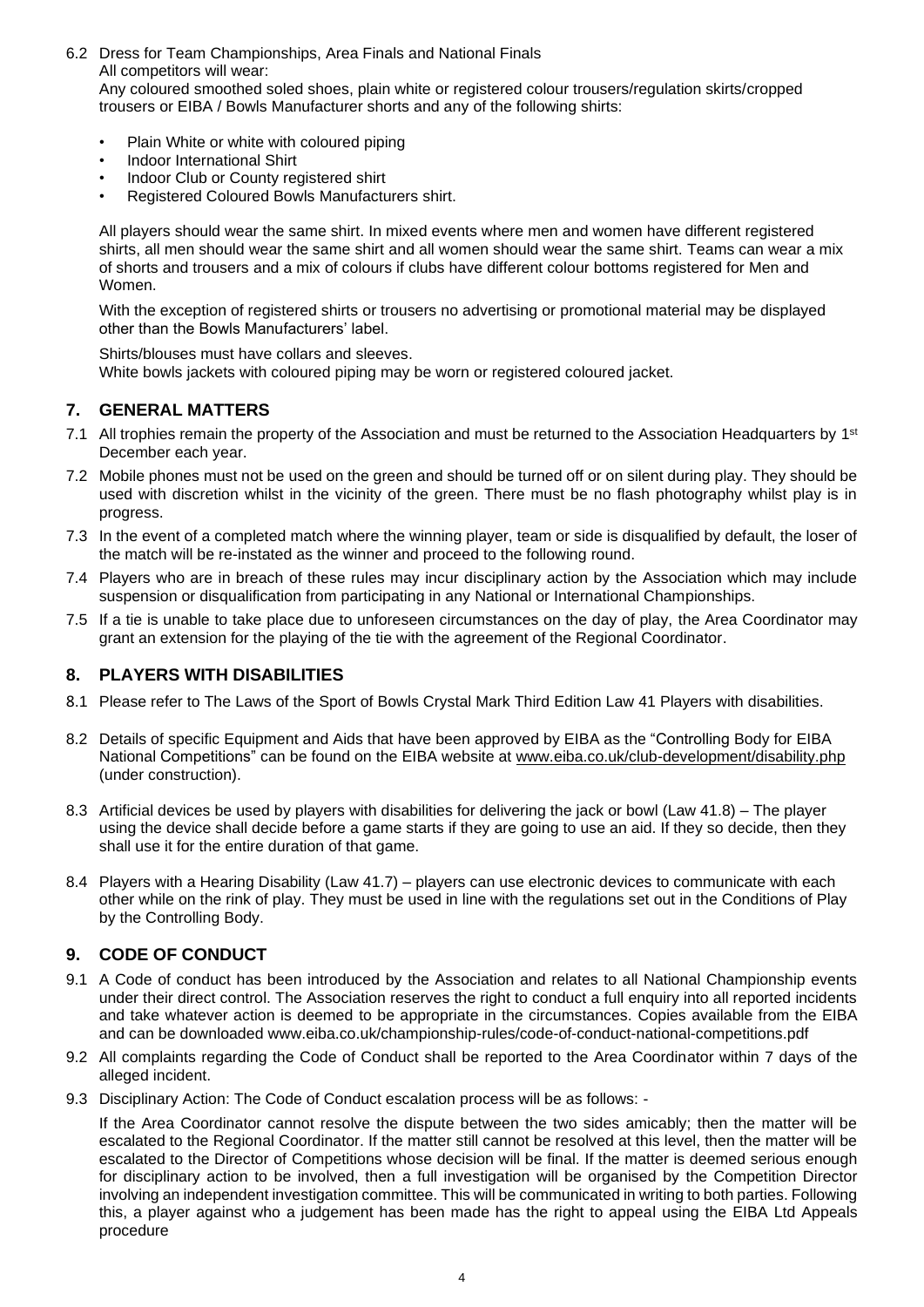6.2 Dress for Team Championships, Area Finals and National Finals

All competitors will wear:

Any coloured smoothed soled shoes, plain white or registered colour trousers/regulation skirts/cropped trousers or EIBA / Bowls Manufacturer shorts and any of the following shirts:

- Plain White or white with coloured piping
- Indoor International Shirt
- Indoor Club or County registered shirt
- Registered Coloured Bowls Manufacturers shirt.

All players should wear the same shirt. In mixed events where men and women have different registered shirts, all men should wear the same shirt and all women should wear the same shirt. Teams can wear a mix of shorts and trousers and a mix of colours if clubs have different colour bottoms registered for Men and Women.

With the exception of registered shirts or trousers no advertising or promotional material may be displayed other than the Bowls Manufacturers' label.

Shirts/blouses must have collars and sleeves.
White bowls jackets with coloured piping may be worn or registered coloured jacket.

## 7. GENERAL MATTERS

7.1 All trophies remain the property of the Association and must be returned to the Association Headquarters by 1st December each year.

7.2 Mobile phones must not be used on the green and should be turned off or on silent during play. They should be used with discretion whilst in the vicinity of the green. There must be no flash photography whilst play is in progress.

7.3 In the event of a completed match where the winning player, team or side is disqualified by default, the loser of the match will be re-instated as the winner and proceed to the following round.

7.4 Players who are in breach of these rules may incur disciplinary action by the Association which may include suspension or disqualification from participating in any National or International Championships.

7.5 If a tie is unable to take place due to unforeseen circumstances on the day of play, the Area Coordinator may grant an extension for the playing of the tie with the agreement of the Regional Coordinator.

## 8. PLAYERS WITH DISABILITIES

8.1 Please refer to The Laws of the Sport of Bowls Crystal Mark Third Edition Law 41 Players with disabilities.

8.2 Details of specific Equipment and Aids that have been approved by EIBA as the "Controlling Body for EIBA National Competitions" can be found on the EIBA website at www.eiba.co.uk/club-development/disability.php (under construction).

8.3 Artificial devices be used by players with disabilities for delivering the jack or bowl (Law 41.8) – The player using the device shall decide before a game starts if they are going to use an aid. If they so decide, then they shall use it for the entire duration of that game.

8.4 Players with a Hearing Disability (Law 41.7) – players can use electronic devices to communicate with each other while on the rink of play. They must be used in line with the regulations set out in the Conditions of Play by the Controlling Body.

## 9. CODE OF CONDUCT

9.1 A Code of conduct has been introduced by the Association and relates to all National Championship events under their direct control. The Association reserves the right to conduct a full enquiry into all reported incidents and take whatever action is deemed to be appropriate in the circumstances. Copies available from the EIBA and can be downloaded www.eiba.co.uk/championship-rules/code-of-conduct-national-competitions.pdf

9.2 All complaints regarding the Code of Conduct shall be reported to the Area Coordinator within 7 days of the alleged incident.

9.3 Disciplinary Action: The Code of Conduct escalation process will be as follows: -

If the Area Coordinator cannot resolve the dispute between the two sides amicably; then the matter will be escalated to the Regional Coordinator. If the matter still cannot be resolved at this level, then the matter will be escalated to the Director of Competitions whose decision will be final. If the matter is deemed serious enough for disciplinary action to be involved, then a full investigation will be organised by the Competition Director involving an independent investigation committee. This will be communicated in writing to both parties. Following this, a player against who a judgement has been made has the right to appeal using the EIBA Ltd Appeals procedure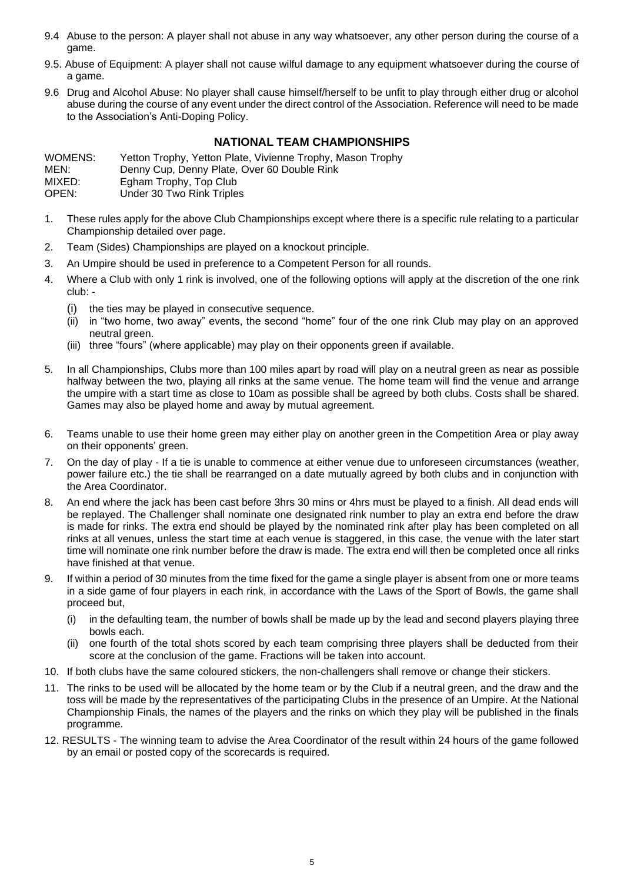9.4 Abuse to the person: A player shall not abuse in any way whatsoever, any other person during the course of a game.

9.5. Abuse of Equipment: A player shall not cause wilful damage to any equipment whatsoever during the course of a game.

9.6 Drug and Alcohol Abuse: No player shall cause himself/herself to be unfit to play through either drug or alcohol abuse during the course of any event under the direct control of the Association. Reference will need to be made to the Association's Anti-Doping Policy.

## NATIONAL TEAM CHAMPIONSHIPS

| | |
|---|---|
| WOMENS: | Yetton Trophy, Yetton Plate, Vivienne Trophy, Mason Trophy |
| MEN: | Denny Cup, Denny Plate, Over 60 Double Rink |
| MIXED: | Egham Trophy, Top Club |
| OPEN: | Under 30 Two Rink Triples |

1. These rules apply for the above Club Championships except where there is a specific rule relating to a particular Championship detailed over page.
2. Team (Sides) Championships are played on a knockout principle.
3. An Umpire should be used in preference to a Competent Person for all rounds.
4. Where a Club with only 1 rink is involved, one of the following options will apply at the discretion of the one rink club: -
   (i) the ties may be played in consecutive sequence.
   (ii) in "two home, two away" events, the second "home" four of the one rink Club may play on an approved neutral green.
   (iii) three "fours" (where applicable) may play on their opponents green if available.
5. In all Championships, Clubs more than 100 miles apart by road will play on a neutral green as near as possible halfway between the two, playing all rinks at the same venue. The home team will find the venue and arrange the umpire with a start time as close to 10am as possible shall be agreed by both clubs. Costs shall be shared. Games may also be played home and away by mutual agreement.
6. Teams unable to use their home green may either play on another green in the Competition Area or play away on their opponents' green.
7. On the day of play - If a tie is unable to commence at either venue due to unforeseen circumstances (weather, power failure etc.) the tie shall be rearranged on a date mutually agreed by both clubs and in conjunction with the Area Coordinator.
8. An end where the jack has been cast before 3hrs 30 mins or 4hrs must be played to a finish. All dead ends will be replayed. The Challenger shall nominate one designated rink number to play an extra end before the draw is made for rinks. The extra end should be played by the nominated rink after play has been completed on all rinks at all venues, unless the start time at each venue is staggered, in this case, the venue with the later start time will nominate one rink number before the draw is made. The extra end will then be completed once all rinks have finished at that venue.
9. If within a period of 30 minutes from the time fixed for the game a single player is absent from one or more teams in a side game of four players in each rink, in accordance with the Laws of the Sport of Bowls, the game shall proceed but,
   (i) in the defaulting team, the number of bowls shall be made up by the lead and second players playing three bowls each.
   (ii) one fourth of the total shots scored by each team comprising three players shall be deducted from their score at the conclusion of the game. Fractions will be taken into account.
10. If both clubs have the same coloured stickers, the non-challengers shall remove or change their stickers.
11. The rinks to be used will be allocated by the home team or by the Club if a neutral green, and the draw and the toss will be made by the representatives of the participating Clubs in the presence of an Umpire. At the National Championship Finals, the names of the players and the rinks on which they play will be published in the finals programme.
12. RESULTS - The winning team to advise the Area Coordinator of the result within 24 hours of the game followed by an email or posted copy of the scorecards is required.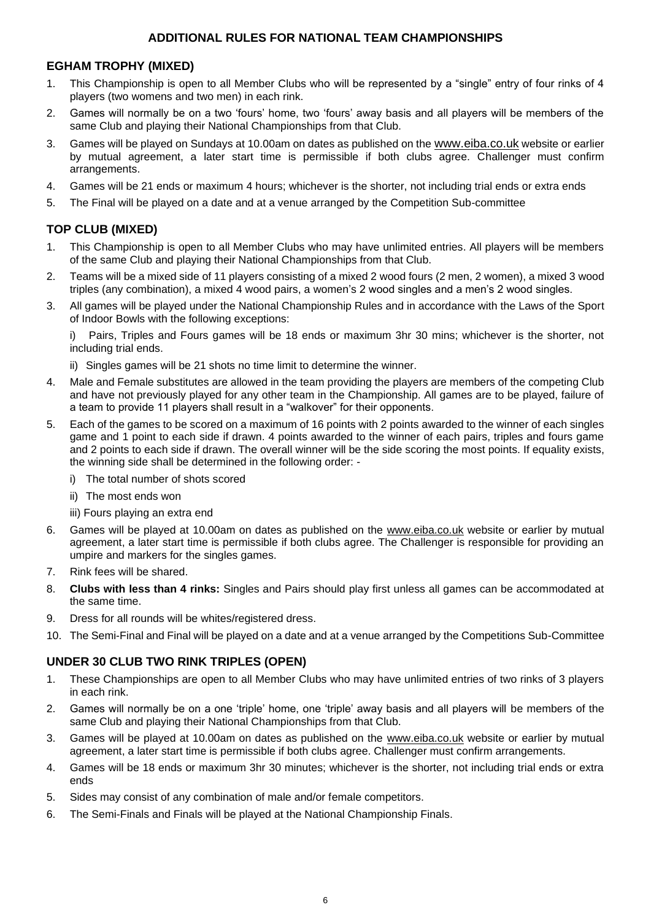# ADDITIONAL RULES FOR NATIONAL TEAM CHAMPIONSHIPS

## EGHAM TROPHY (MIXED)

1. This Championship is open to all Member Clubs who will be represented by a "single" entry of four rinks of 4 players (two womens and two men) in each rink.
2. Games will normally be on a two 'fours' home, two 'fours' away basis and all players will be members of the same Club and playing their National Championships from that Club.
3. Games will be played on Sundays at 10.00am on dates as published on the www.eiba.co.uk website or earlier by mutual agreement, a later start time is permissible if both clubs agree. Challenger must confirm arrangements.
4. Games will be 21 ends or maximum 4 hours; whichever is the shorter, not including trial ends or extra ends
5. The Final will be played on a date and at a venue arranged by the Competition Sub-committee

## TOP CLUB (MIXED)

1. This Championship is open to all Member Clubs who may have unlimited entries. All players will be members of the same Club and playing their National Championships from that Club.
2. Teams will be a mixed side of 11 players consisting of a mixed 2 wood fours (2 men, 2 women), a mixed 3 wood triples (any combination), a mixed 4 wood pairs, a women's 2 wood singles and a men's 2 wood singles.
3. All games will be played under the National Championship Rules and in accordance with the Laws of the Sport of Indoor Bowls with the following exceptions:

   i) Pairs, Triples and Fours games will be 18 ends or maximum 3hr 30 mins; whichever is the shorter, not including trial ends.

   ii) Singles games will be 21 shots no time limit to determine the winner.
4. Male and Female substitutes are allowed in the team providing the players are members of the competing Club and have not previously played for any other team in the Championship. All games are to be played, failure of a team to provide 11 players shall result in a "walkover" for their opponents.
5. Each of the games to be scored on a maximum of 16 points with 2 points awarded to the winner of each singles game and 1 point to each side if drawn. 4 points awarded to the winner of each pairs, triples and fours game and 2 points to each side if drawn. The overall winner will be the side scoring the most points. If equality exists, the winning side shall be determined in the following order: -

   i) The total number of shots scored

   ii) The most ends won

   iii) Fours playing an extra end
6. Games will be played at 10.00am on dates as published on the www.eiba.co.uk website or earlier by mutual agreement, a later start time is permissible if both clubs agree. The Challenger is responsible for providing an umpire and markers for the singles games.
7. Rink fees will be shared.
8. **Clubs with less than 4 rinks:** Singles and Pairs should play first unless all games can be accommodated at the same time.
9. Dress for all rounds will be whites/registered dress.
10. The Semi-Final and Final will be played on a date and at a venue arranged by the Competitions Sub-Committee

## UNDER 30 CLUB TWO RINK TRIPLES (OPEN)

1. These Championships are open to all Member Clubs who may have unlimited entries of two rinks of 3 players in each rink.
2. Games will normally be on a one 'triple' home, one 'triple' away basis and all players will be members of the same Club and playing their National Championships from that Club.
3. Games will be played at 10.00am on dates as published on the www.eiba.co.uk website or earlier by mutual agreement, a later start time is permissible if both clubs agree. Challenger must confirm arrangements.
4. Games will be 18 ends or maximum 3hr 30 minutes; whichever is the shorter, not including trial ends or extra ends
5. Sides may consist of any combination of male and/or female competitors.
6. The Semi-Finals and Finals will be played at the National Championship Finals.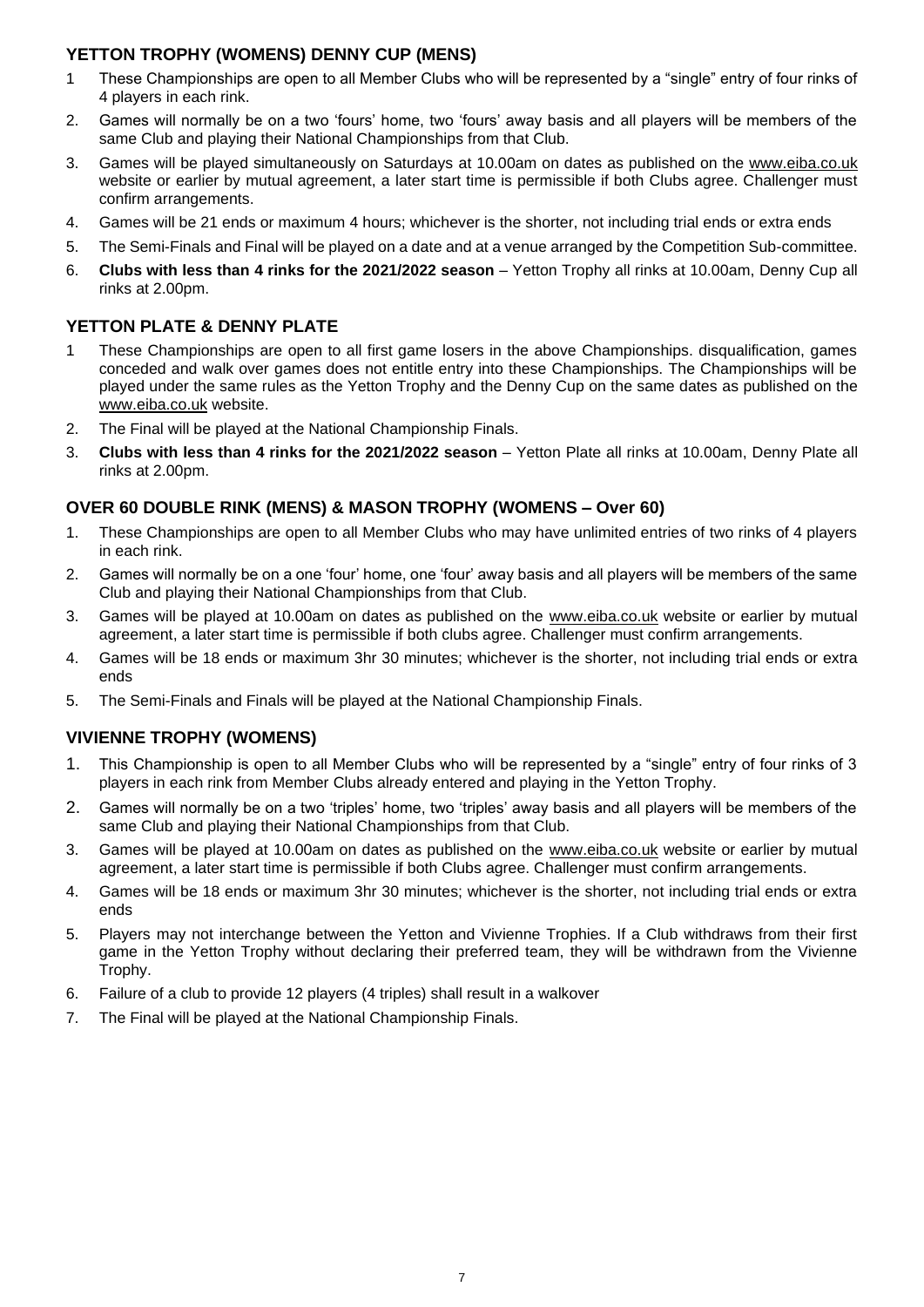## YETTON TROPHY (WOMENS) DENNY CUP (MENS)

1 These Championships are open to all Member Clubs who will be represented by a "single" entry of four rinks of 4 players in each rink.
2. Games will normally be on a two 'fours' home, two 'fours' away basis and all players will be members of the same Club and playing their National Championships from that Club.
3. Games will be played simultaneously on Saturdays at 10.00am on dates as published on the www.eiba.co.uk website or earlier by mutual agreement, a later start time is permissible if both Clubs agree. Challenger must confirm arrangements.
4. Games will be 21 ends or maximum 4 hours; whichever is the shorter, not including trial ends or extra ends
5. The Semi-Finals and Final will be played on a date and at a venue arranged by the Competition Sub-committee.
6. **Clubs with less than 4 rinks for the 2021/2022 season** – Yetton Trophy all rinks at 10.00am, Denny Cup all rinks at 2.00pm.

## YETTON PLATE & DENNY PLATE

1 These Championships are open to all first game losers in the above Championships. disqualification, games conceded and walk over games does not entitle entry into these Championships. The Championships will be played under the same rules as the Yetton Trophy and the Denny Cup on the same dates as published on the www.eiba.co.uk website.
2. The Final will be played at the National Championship Finals.
3. **Clubs with less than 4 rinks for the 2021/2022 season** – Yetton Plate all rinks at 10.00am, Denny Plate all rinks at 2.00pm.

## OVER 60 DOUBLE RINK (MENS) & MASON TROPHY (WOMENS – Over 60)

1. These Championships are open to all Member Clubs who may have unlimited entries of two rinks of 4 players in each rink.
2. Games will normally be on a one 'four' home, one 'four' away basis and all players will be members of the same Club and playing their National Championships from that Club.
3. Games will be played at 10.00am on dates as published on the www.eiba.co.uk website or earlier by mutual agreement, a later start time is permissible if both clubs agree. Challenger must confirm arrangements.
4. Games will be 18 ends or maximum 3hr 30 minutes; whichever is the shorter, not including trial ends or extra ends
5. The Semi-Finals and Finals will be played at the National Championship Finals.

## VIVIENNE TROPHY (WOMENS)

1. This Championship is open to all Member Clubs who will be represented by a "single" entry of four rinks of 3 players in each rink from Member Clubs already entered and playing in the Yetton Trophy.
2. Games will normally be on a two 'triples' home, two 'triples' away basis and all players will be members of the same Club and playing their National Championships from that Club.
3. Games will be played at 10.00am on dates as published on the www.eiba.co.uk website or earlier by mutual agreement, a later start time is permissible if both Clubs agree. Challenger must confirm arrangements.
4. Games will be 18 ends or maximum 3hr 30 minutes; whichever is the shorter, not including trial ends or extra ends
5. Players may not interchange between the Yetton and Vivienne Trophies. If a Club withdraws from their first game in the Yetton Trophy without declaring their preferred team, they will be withdrawn from the Vivienne Trophy.
6. Failure of a club to provide 12 players (4 triples) shall result in a walkover
7. The Final will be played at the National Championship Finals.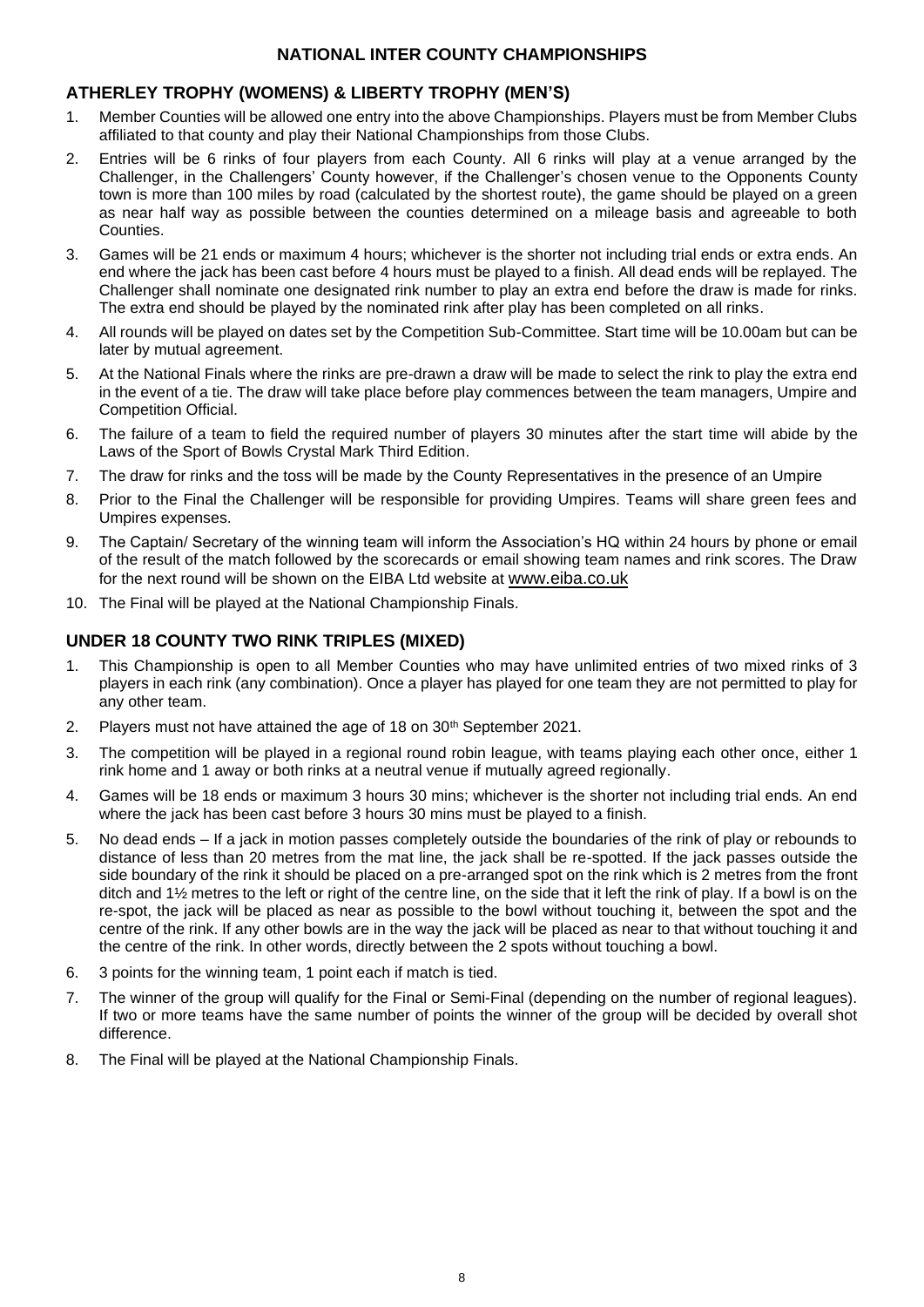# NATIONAL INTER COUNTY CHAMPIONSHIPS

## ATHERLEY TROPHY (WOMENS) & LIBERTY TROPHY (MEN'S)

1. Member Counties will be allowed one entry into the above Championships. Players must be from Member Clubs affiliated to that county and play their National Championships from those Clubs.
2. Entries will be 6 rinks of four players from each County. All 6 rinks will play at a venue arranged by the Challenger, in the Challengers' County however, if the Challenger's chosen venue to the Opponents County town is more than 100 miles by road (calculated by the shortest route), the game should be played on a green as near half way as possible between the counties determined on a mileage basis and agreeable to both Counties.
3. Games will be 21 ends or maximum 4 hours; whichever is the shorter not including trial ends or extra ends. An end where the jack has been cast before 4 hours must be played to a finish. All dead ends will be replayed. The Challenger shall nominate one designated rink number to play an extra end before the draw is made for rinks. The extra end should be played by the nominated rink after play has been completed on all rinks.
4. All rounds will be played on dates set by the Competition Sub-Committee. Start time will be 10.00am but can be later by mutual agreement.
5. At the National Finals where the rinks are pre-drawn a draw will be made to select the rink to play the extra end in the event of a tie. The draw will take place before play commences between the team managers, Umpire and Competition Official.
6. The failure of a team to field the required number of players 30 minutes after the start time will abide by the Laws of the Sport of Bowls Crystal Mark Third Edition.
7. The draw for rinks and the toss will be made by the County Representatives in the presence of an Umpire
8. Prior to the Final the Challenger will be responsible for providing Umpires. Teams will share green fees and Umpires expenses.
9. The Captain/ Secretary of the winning team will inform the Association's HQ within 24 hours by phone or email of the result of the match followed by the scorecards or email showing team names and rink scores. The Draw for the next round will be shown on the EIBA Ltd website at www.eiba.co.uk
10. The Final will be played at the National Championship Finals.

## UNDER 18 COUNTY TWO RINK TRIPLES (MIXED)

1. This Championship is open to all Member Counties who may have unlimited entries of two mixed rinks of 3 players in each rink (any combination). Once a player has played for one team they are not permitted to play for any other team.
2. Players must not have attained the age of 18 on 30th September 2021.
3. The competition will be played in a regional round robin league, with teams playing each other once, either 1 rink home and 1 away or both rinks at a neutral venue if mutually agreed regionally.
4. Games will be 18 ends or maximum 3 hours 30 mins; whichever is the shorter not including trial ends. An end where the jack has been cast before 3 hours 30 mins must be played to a finish.
5. No dead ends – If a jack in motion passes completely outside the boundaries of the rink of play or rebounds to distance of less than 20 metres from the mat line, the jack shall be re-spotted. If the jack passes outside the side boundary of the rink it should be placed on a pre-arranged spot on the rink which is 2 metres from the front ditch and 1½ metres to the left or right of the centre line, on the side that it left the rink of play. If a bowl is on the re-spot, the jack will be placed as near as possible to the bowl without touching it, between the spot and the centre of the rink. If any other bowls are in the way the jack will be placed as near to that without touching it and the centre of the rink. In other words, directly between the 2 spots without touching a bowl.
6. 3 points for the winning team, 1 point each if match is tied.
7. The winner of the group will qualify for the Final or Semi-Final (depending on the number of regional leagues). If two or more teams have the same number of points the winner of the group will be decided by overall shot difference.
8. The Final will be played at the National Championship Finals.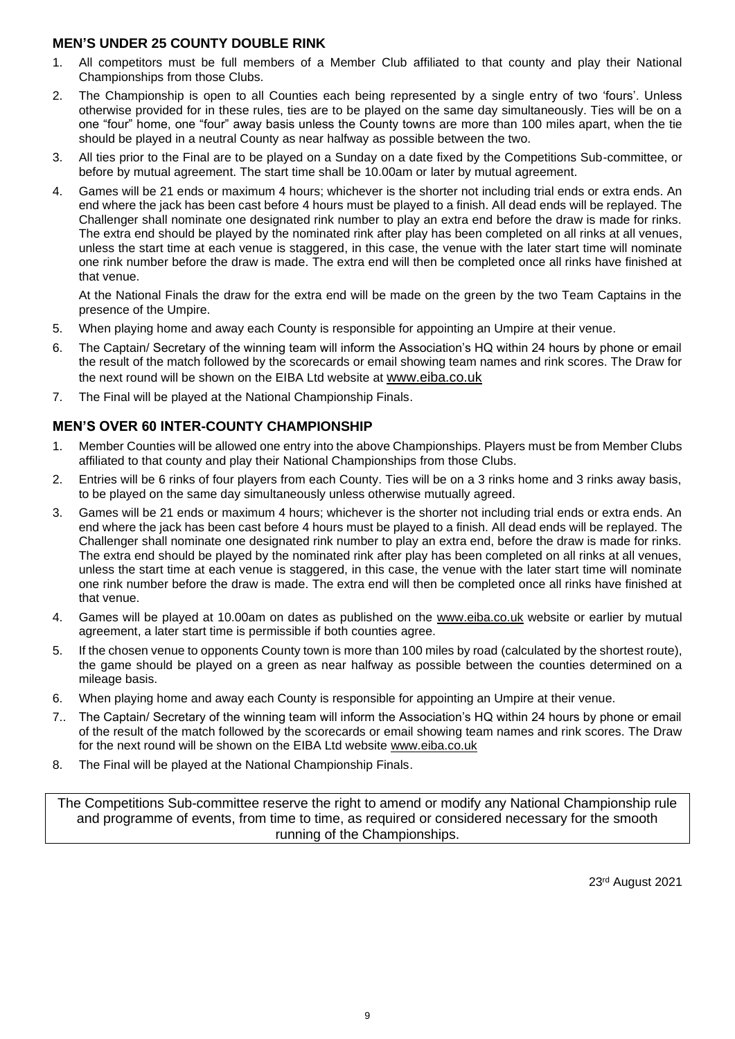## MEN'S UNDER 25 COUNTY DOUBLE RINK

1. All competitors must be full members of a Member Club affiliated to that county and play their National Championships from those Clubs.
2. The Championship is open to all Counties each being represented by a single entry of two 'fours'. Unless otherwise provided for in these rules, ties are to be played on the same day simultaneously. Ties will be on a one "four" home, one "four" away basis unless the County towns are more than 100 miles apart, when the tie should be played in a neutral County as near halfway as possible between the two.
3. All ties prior to the Final are to be played on a Sunday on a date fixed by the Competitions Sub-committee, or before by mutual agreement. The start time shall be 10.00am or later by mutual agreement.
4. Games will be 21 ends or maximum 4 hours; whichever is the shorter not including trial ends or extra ends. An end where the jack has been cast before 4 hours must be played to a finish. All dead ends will be replayed. The Challenger shall nominate one designated rink number to play an extra end before the draw is made for rinks. The extra end should be played by the nominated rink after play has been completed on all rinks at all venues, unless the start time at each venue is staggered, in this case, the venue with the later start time will nominate one rink number before the draw is made. The extra end will then be completed once all rinks have finished at that venue.

   At the National Finals the draw for the extra end will be made on the green by the two Team Captains in the presence of the Umpire.
5. When playing home and away each County is responsible for appointing an Umpire at their venue.
6. The Captain/ Secretary of the winning team will inform the Association's HQ within 24 hours by phone or email the result of the match followed by the scorecards or email showing team names and rink scores. The Draw for the next round will be shown on the EIBA Ltd website at www.eiba.co.uk
7. The Final will be played at the National Championship Finals.

## MEN'S OVER 60 INTER-COUNTY CHAMPIONSHIP

1. Member Counties will be allowed one entry into the above Championships. Players must be from Member Clubs affiliated to that county and play their National Championships from those Clubs.
2. Entries will be 6 rinks of four players from each County. Ties will be on a 3 rinks home and 3 rinks away basis, to be played on the same day simultaneously unless otherwise mutually agreed.
3. Games will be 21 ends or maximum 4 hours; whichever is the shorter not including trial ends or extra ends. An end where the jack has been cast before 4 hours must be played to a finish. All dead ends will be replayed. The Challenger shall nominate one designated rink number to play an extra end, before the draw is made for rinks. The extra end should be played by the nominated rink after play has been completed on all rinks at all venues, unless the start time at each venue is staggered, in this case, the venue with the later start time will nominate one rink number before the draw is made. The extra end will then be completed once all rinks have finished at that venue.
4. Games will be played at 10.00am on dates as published on the www.eiba.co.uk website or earlier by mutual agreement, a later start time is permissible if both counties agree.
5. If the chosen venue to opponents County town is more than 100 miles by road (calculated by the shortest route), the game should be played on a green as near halfway as possible between the counties determined on a mileage basis.
6. When playing home and away each County is responsible for appointing an Umpire at their venue.
7. The Captain/ Secretary of the winning team will inform the Association's HQ within 24 hours by phone or email of the result of the match followed by the scorecards or email showing team names and rink scores. The Draw for the next round will be shown on the EIBA Ltd website www.eiba.co.uk
8. The Final will be played at the National Championship Finals.

The Competitions Sub-committee reserve the right to amend or modify any National Championship rule and programme of events, from time to time, as required or considered necessary for the smooth running of the Championships.

23rd August 2021